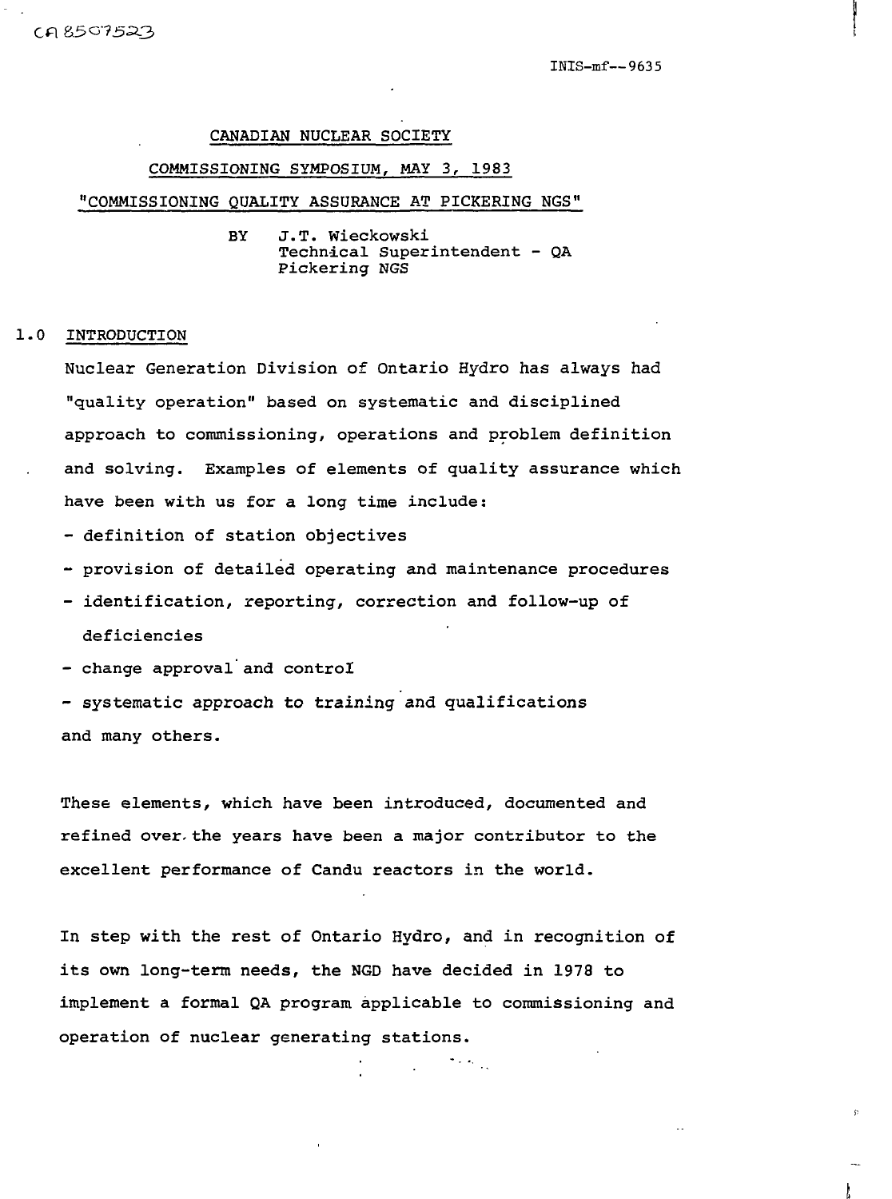CA8507523

INIS-mf--9635

CANADIAN NUCLEAR SOCIETY

COMMISSIONING SYMPOSIUM, MAY 3, 1983

# "COMMISSIONING QUALITY ASSURANCE AT PICKERING NGS"

BY J.T. Wieckowski
Technical Superintendent - QA
Pickering NGS

## 1.0 INTRODUCTION

Nuclear Generation Division of Ontario Hydro has always had "quality operation" based on systematic and disciplined approach to commissioning, operations and problem definition and solving. Examples of elements of quality assurance which have been with us for a long time include:

- definition of station objectives
- provision of detailed operating and maintenance procedures
- identification, reporting, correction and follow-up of deficiencies
- change approval and control
- systematic approach to training and qualifications

and many others.

These elements, which have been introduced, documented and refined over the years have been a major contributor to the excellent performance of Candu reactors in the world.

In step with the rest of Ontario Hydro, and in recognition of its own long-term needs, the NGD have decided in 1978 to implement a formal QA program applicable to commissioning and operation of nuclear generating stations.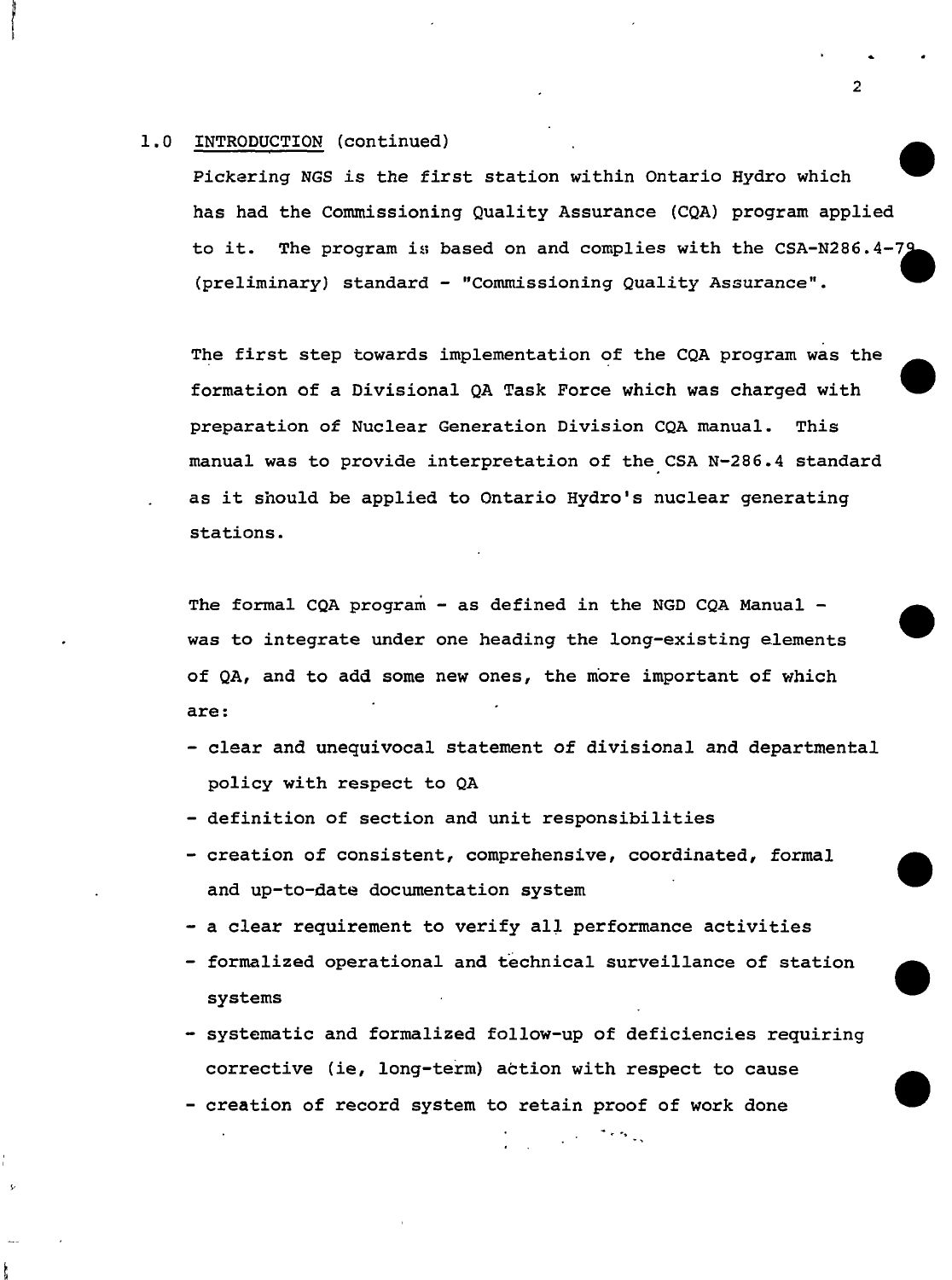## 1.0 INTRODUCTION (continued)

Pickering NGS is the first station within Ontario Hydro which has had the Commissioning Quality Assurance (CQA) program applied to it. The program is based on and complies with the CSA-N286.4-79 (preliminary) standard - "Commissioning Quality Assurance".

The first step towards implementation of the CQA program was the formation of a Divisional QA Task Force which was charged with preparation of Nuclear Generation Division CQA manual. This manual was to provide interpretation of the CSA N-286.4 standard as it should be applied to Ontario Hydro's nuclear generating stations.

The formal CQA program - as defined in the NGD CQA Manual - was to integrate under one heading the long-existing elements of QA, and to add some new ones, the more important of which are:

- clear and unequivocal statement of divisional and departmental policy with respect to QA
- definition of section and unit responsibilities
- creation of consistent, comprehensive, coordinated, formal and up-to-date documentation system
- a clear requirement to verify all performance activities
- formalized operational and technical surveillance of station systems
- systematic and formalized follow-up of deficiencies requiring corrective (ie, long-term) action with respect to cause
- creation of record system to retain proof of work done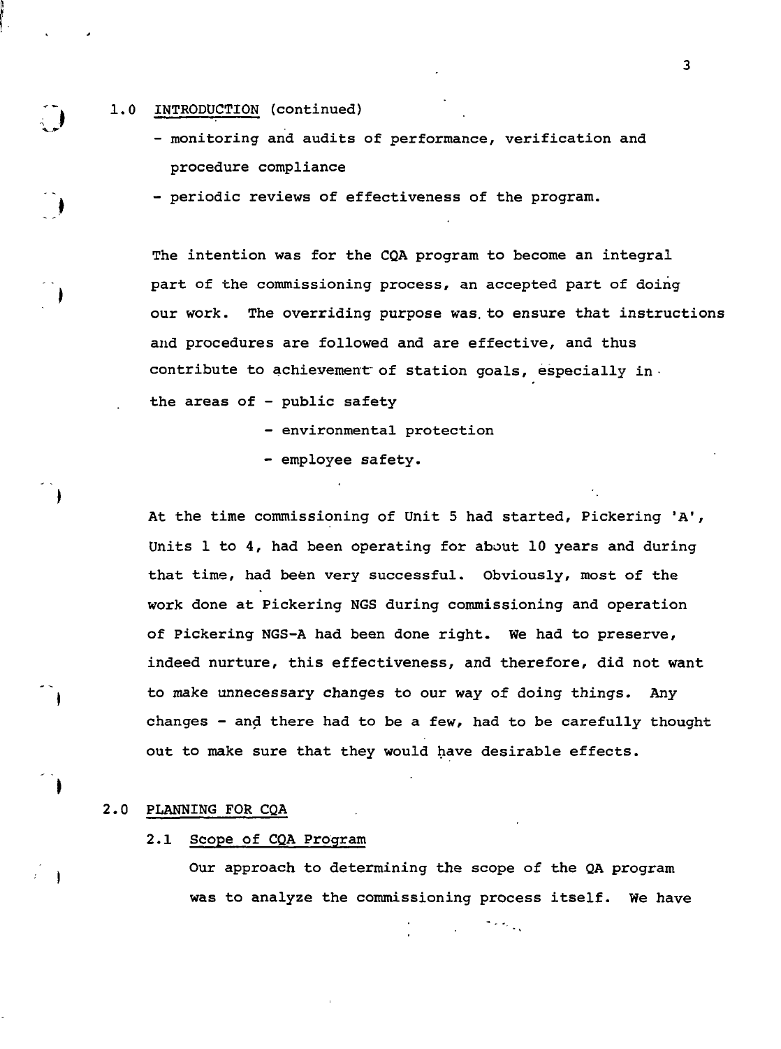## 1.0 INTRODUCTION (continued)

- monitoring and audits of performance, verification and procedure compliance
- periodic reviews of effectiveness of the program.

The intention was for the CQA program to become an integral part of the commissioning process, an accepted part of doing our work. The overriding purpose was to ensure that instructions and procedures are followed and are effective, and thus contribute to achievement of station goals, especially in the areas of

- public safety
- environmental protection
- employee safety.

At the time commissioning of Unit 5 had started, Pickering 'A', Units 1 to 4, had been operating for about 10 years and during that time, had been very successful. Obviously, most of the work done at Pickering NGS during commissioning and operation of Pickering NGS-A had been done right. We had to preserve, indeed nurture, this effectiveness, and therefore, did not want to make unnecessary changes to our way of doing things. Any changes - and there had to be a few, had to be carefully thought out to make sure that they would have desirable effects.

## 2.0 PLANNING FOR CQA

### 2.1 Scope of CQA Program

Our approach to determining the scope of the QA program was to analyze the commissioning process itself. We have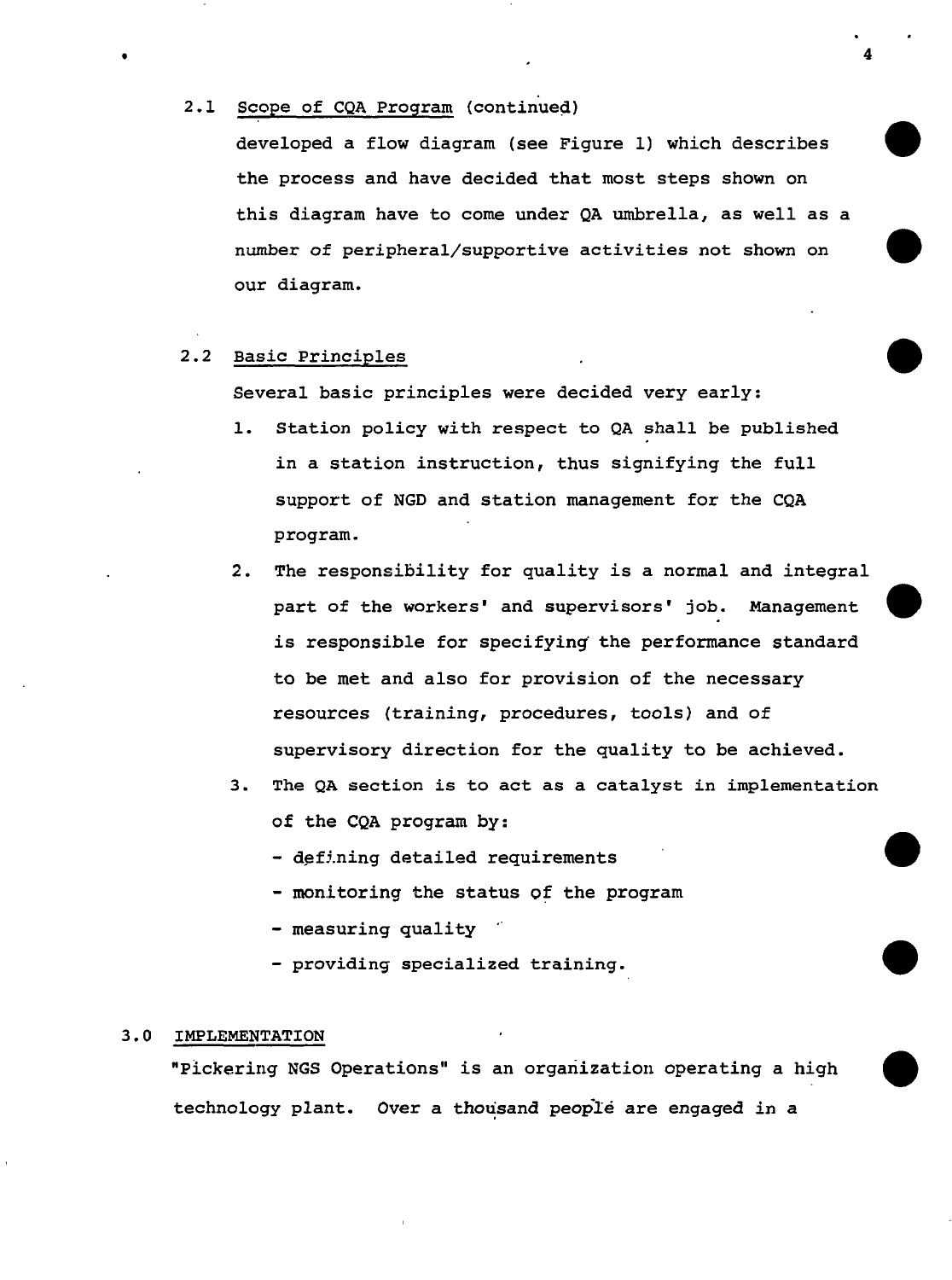## 2.1 Scope of CQA Program (continued)

developed a flow diagram (see Figure 1) which describes the process and have decided that most steps shown on this diagram have to come under QA umbrella, as well as a number of peripheral/supportive activities not shown on our diagram.

## 2.2 Basic Principles

Several basic principles were decided very early:

1. Station policy with respect to QA shall be published in a station instruction, thus signifying the full support of NGD and station management for the CQA program.
2. The responsibility for quality is a normal and integral part of the workers' and supervisors' job. Management is responsible for specifying the performance standard to be met and also for provision of the necessary resources (training, procedures, tools) and of supervisory direction for the quality to be achieved.
3. The QA section is to act as a catalyst in implementation of the CQA program by:
   - defining detailed requirements
   - monitoring the status of the program
   - measuring quality
   - providing specialized training.

# 3.0 IMPLEMENTATION

"Pickering NGS Operations" is an organization operating a high technology plant. Over a thousand people are engaged in a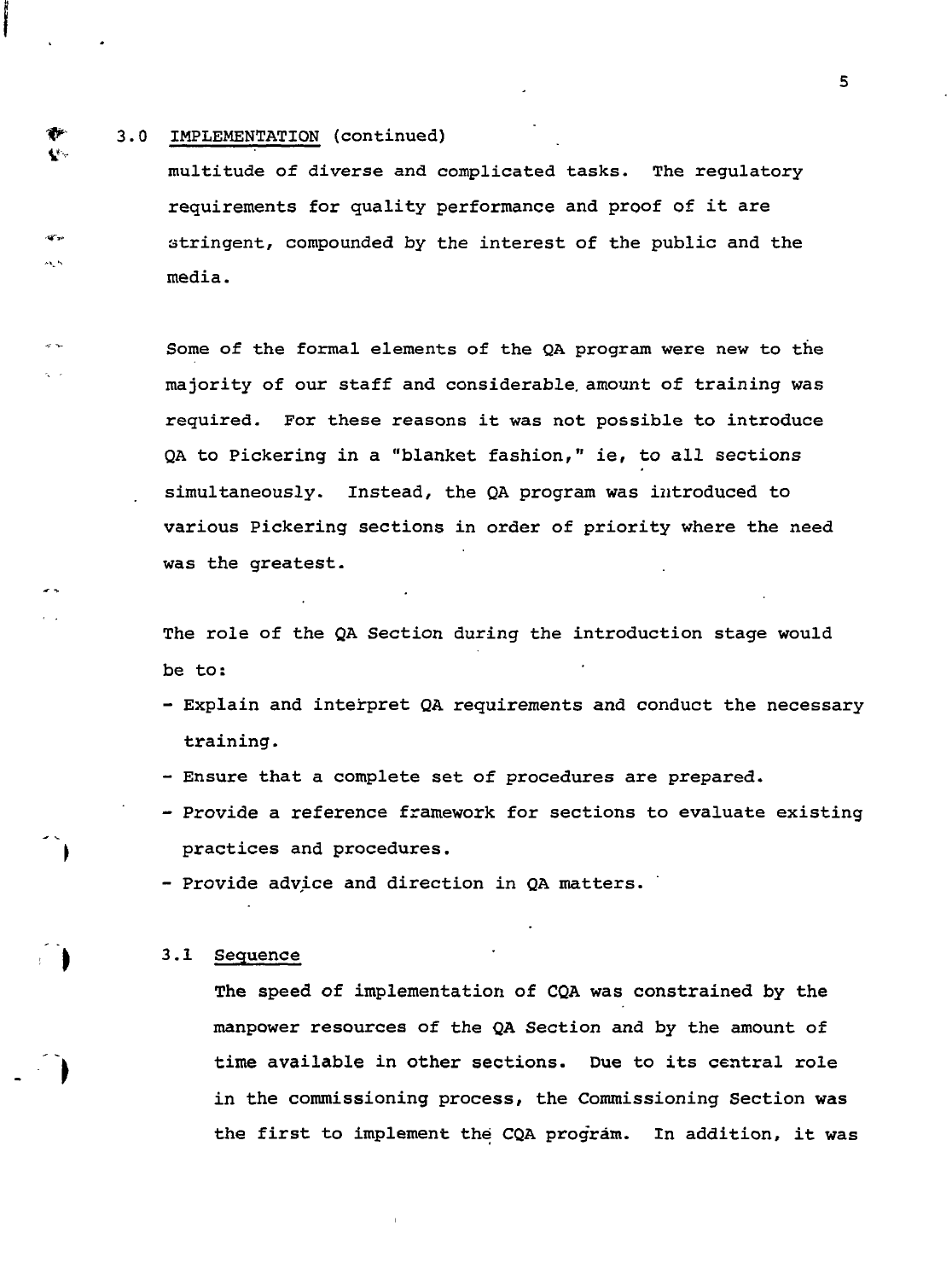## 3.0 IMPLEMENTATION (continued)

multitude of diverse and complicated tasks. The regulatory requirements for quality performance and proof of it are stringent, compounded by the interest of the public and the media.

Some of the formal elements of the QA program were new to the majority of our staff and considerable amount of training was required. For these reasons it was not possible to introduce QA to Pickering in a "blanket fashion," ie, to all sections simultaneously. Instead, the QA program was introduced to various Pickering sections in order of priority where the need was the greatest.

The role of the QA Section during the introduction stage would be to:

- Explain and interpret QA requirements and conduct the necessary training.
- Ensure that a complete set of procedures are prepared.
- Provide a reference framework for sections to evaluate existing practices and procedures.
- Provide advice and direction in QA matters.

### 3.1 Sequence

The speed of implementation of CQA was constrained by the manpower resources of the QA Section and by the amount of time available in other sections. Due to its central role in the commissioning process, the Commissioning Section was the first to implement the CQA program. In addition, it was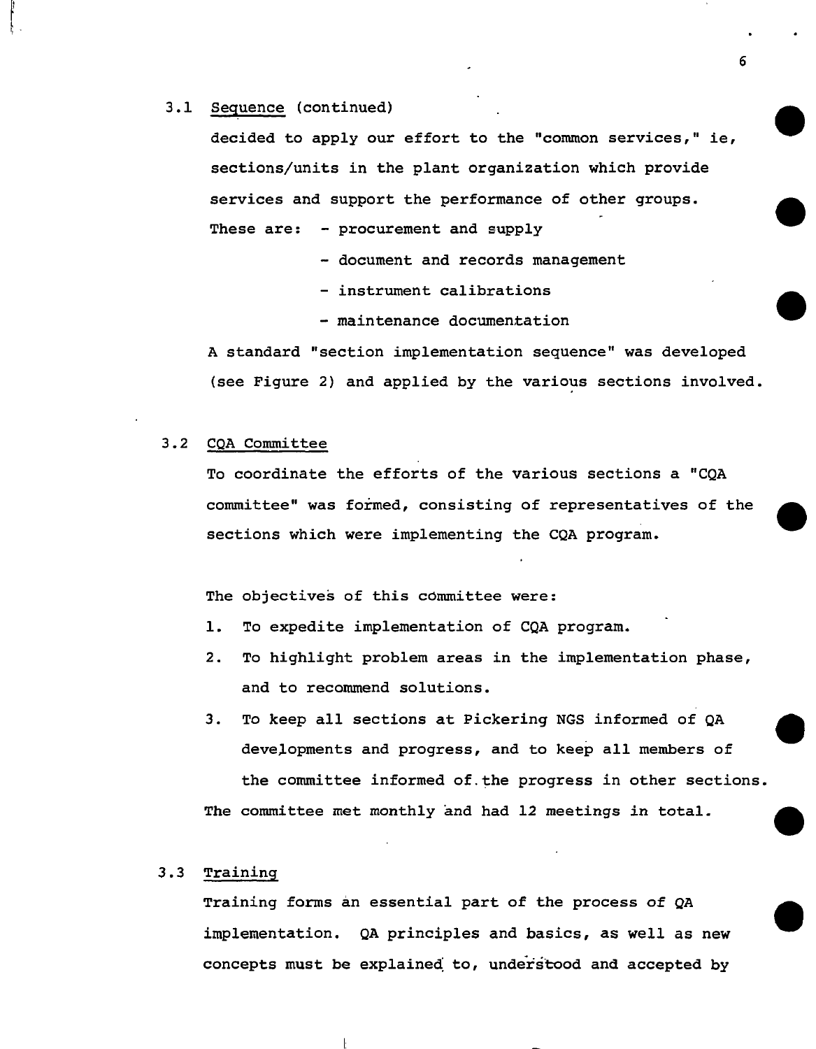### 3.1 Sequence (continued)

decided to apply our effort to the "common services," ie, sections/units in the plant organization which provide services and support the performance of other groups.

These are:
- procurement and supply
- document and records management
- instrument calibrations
- maintenance documentation

A standard "section implementation sequence" was developed (see Figure 2) and applied by the various sections involved.

### 3.2 CQA Committee

To coordinate the efforts of the various sections a "CQA committee" was formed, consisting of representatives of the sections which were implementing the CQA program.

The objectives of this committee were:

1. To expedite implementation of CQA program.
2. To highlight problem areas in the implementation phase, and to recommend solutions.
3. To keep all sections at Pickering NGS informed of QA developments and progress, and to keep all members of the committee informed of the progress in other sections.

The committee met monthly and had 12 meetings in total.

### 3.3 Training

Training forms an essential part of the process of QA implementation. QA principles and basics, as well as new concepts must be explained to, understood and accepted by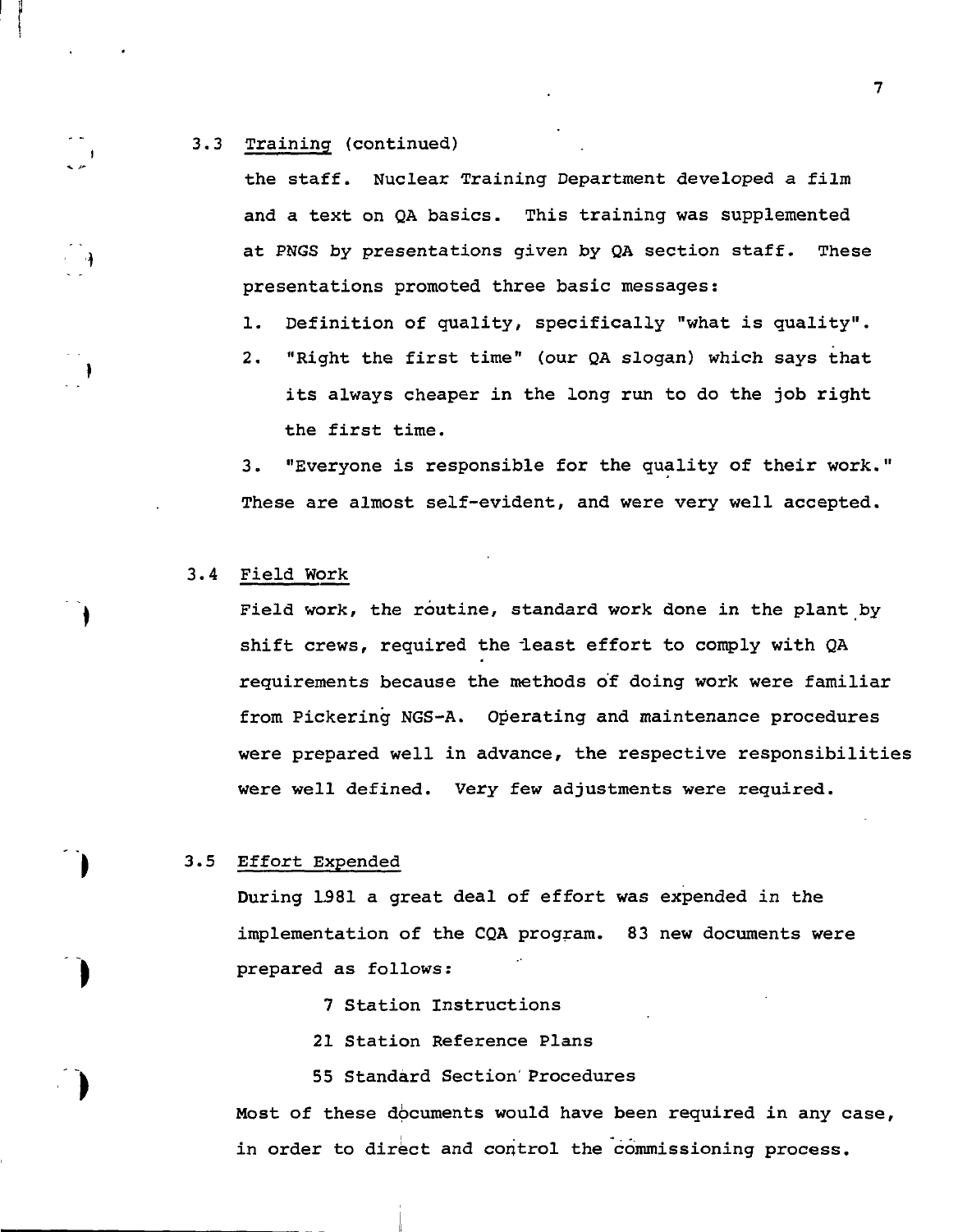### 3.3 Training (continued)

the staff. Nuclear Training Department developed a film and a text on QA basics. This training was supplemented at PNGS by presentations given by QA section staff. These presentations promoted three basic messages:

1. Definition of quality, specifically "what is quality".
2. "Right the first time" (our QA slogan) which says that its always cheaper in the long run to do the job right the first time.
3. "Everyone is responsible for the quality of their work."

These are almost self-evident, and were very well accepted.

### 3.4 Field Work

Field work, the routine, standard work done in the plant by shift crews, required the least effort to comply with QA requirements because the methods of doing work were familiar from Pickering NGS-A. Operating and maintenance procedures were prepared well in advance, the respective responsibilities were well defined. Very few adjustments were required.

### 3.5 Effort Expended

During 1981 a great deal of effort was expended in the implementation of the CQA program. 83 new documents were prepared as follows:

- 7 Station Instructions
- 21 Station Reference Plans
- 55 Standard Section Procedures

Most of these documents would have been required in any case, in order to direct and control the commissioning process.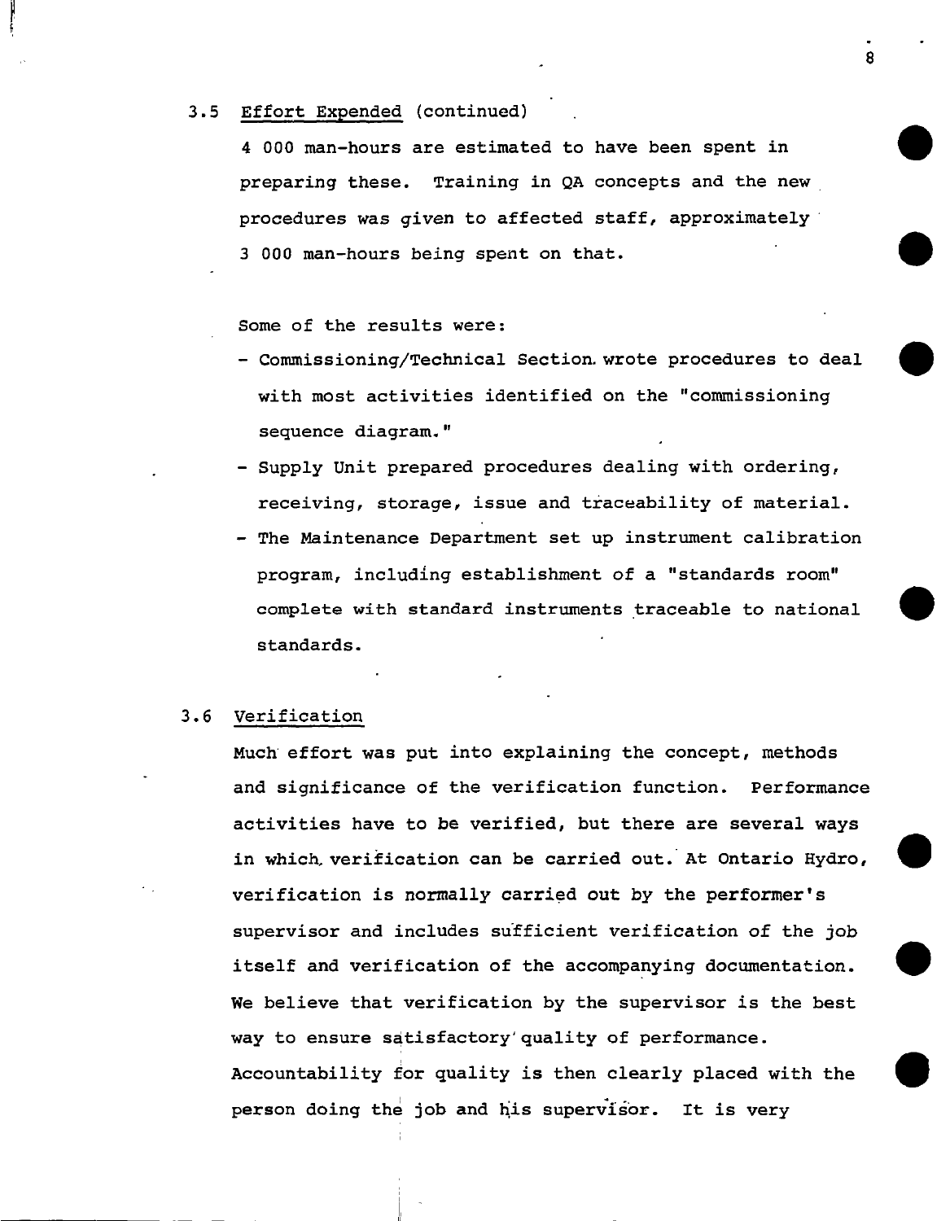### 3.5 Effort Expended (continued)

4 000 man-hours are estimated to have been spent in preparing these. Training in QA concepts and the new procedures was given to affected staff, approximately 3 000 man-hours being spent on that.

Some of the results were:

- Commissioning/Technical Section wrote procedures to deal with most activities identified on the "commissioning sequence diagram."
- Supply Unit prepared procedures dealing with ordering, receiving, storage, issue and traceability of material.
- The Maintenance Department set up instrument calibration program, including establishment of a "standards room" complete with standard instruments traceable to national standards.

### 3.6 Verification

Much effort was put into explaining the concept, methods and significance of the verification function. Performance activities have to be verified, but there are several ways in which verification can be carried out. At Ontario Hydro, verification is normally carried out by the performer's supervisor and includes sufficient verification of the job itself and verification of the accompanying documentation. We believe that verification by the supervisor is the best way to ensure satisfactory quality of performance. Accountability for quality is then clearly placed with the person doing the job and his supervisor. It is very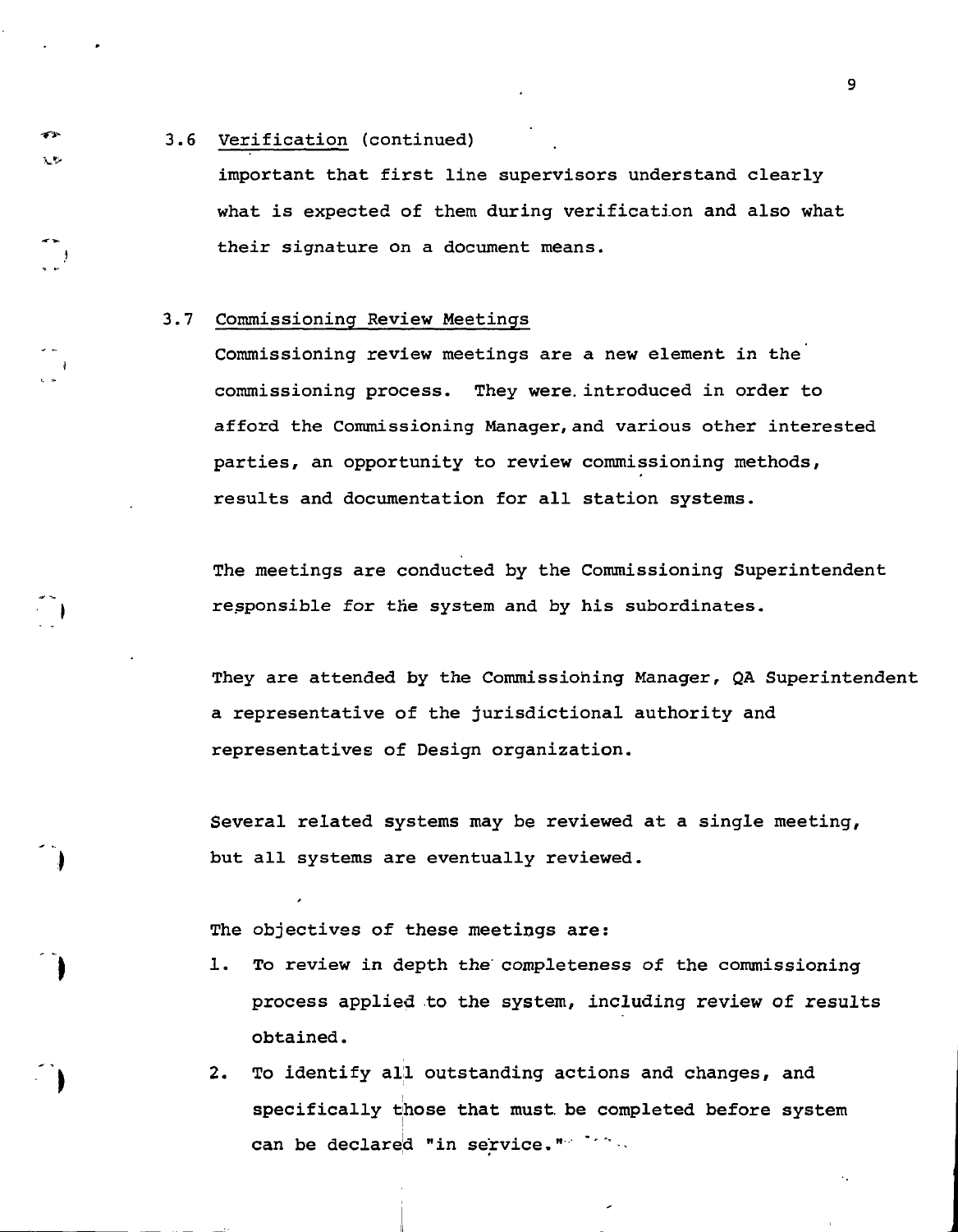### 3.6 Verification (continued)

important that first line supervisors understand clearly what is expected of them during verification and also what their signature on a document means.

### 3.7 Commissioning Review Meetings

Commissioning review meetings are a new element in the commissioning process. They were introduced in order to afford the Commissioning Manager, and various other interested parties, an opportunity to review commissioning methods, results and documentation for all station systems.

The meetings are conducted by the Commissioning Superintendent responsible for the system and by his subordinates.

They are attended by the Commissioning Manager, QA Superintendent a representative of the jurisdictional authority and representatives of Design organization.

Several related systems may be reviewed at a single meeting, but all systems are eventually reviewed.

The objectives of these meetings are:

1. To review in depth the completeness of the commissioning process applied to the system, including review of results obtained.
2. To identify all outstanding actions and changes, and specifically those that must be completed before system can be declared "in service."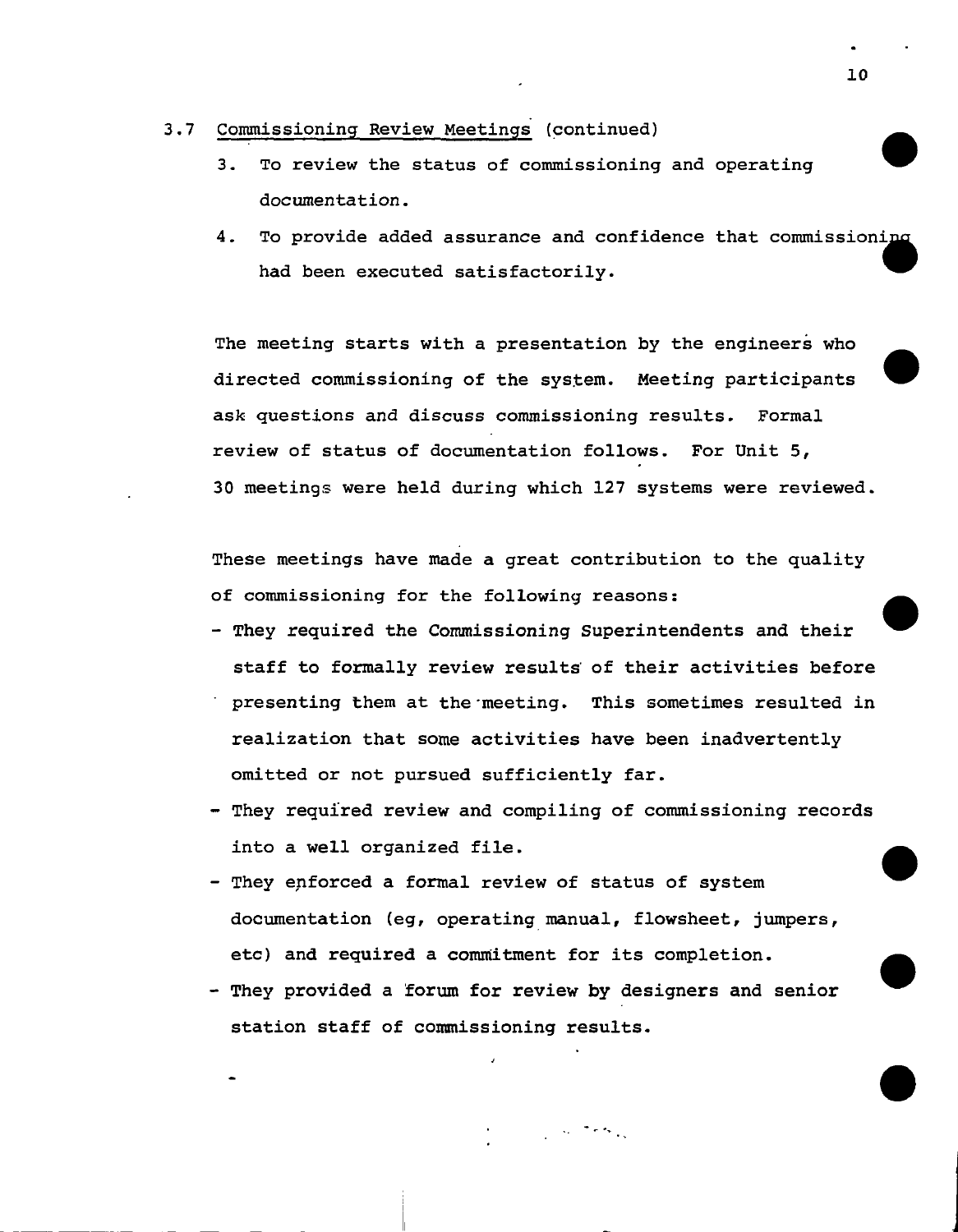### 3.7 Commissioning Review Meetings (continued)

3. To review the status of commissioning and operating documentation.
4. To provide added assurance and confidence that commissioning had been executed satisfactorily.

The meeting starts with a presentation by the engineers who directed commissioning of the system. Meeting participants ask questions and discuss commissioning results. Formal review of status of documentation follows. For Unit 5, 30 meetings were held during which 127 systems were reviewed.

These meetings have made a great contribution to the quality of commissioning for the following reasons:

- They required the Commissioning Superintendents and their staff to formally review results of their activities before presenting them at the meeting. This sometimes resulted in realization that some activities have been inadvertently omitted or not pursued sufficiently far.
- They required review and compiling of commissioning records into a well organized file.
- They enforced a formal review of status of system documentation (eg, operating manual, flowsheet, jumpers, etc) and required a commitment for its completion.
- They provided a forum for review by designers and senior station staff of commissioning results.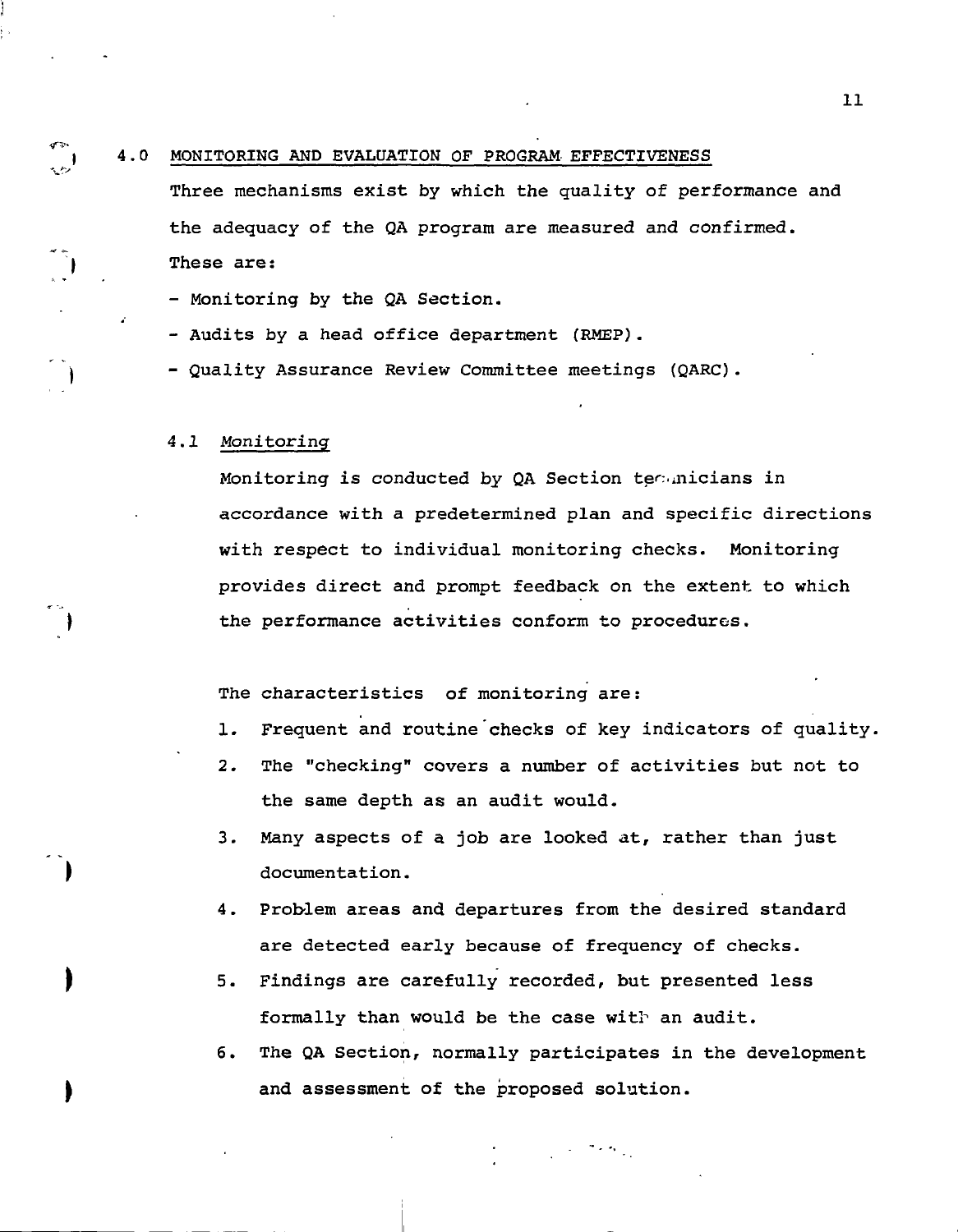## 4.0 MONITORING AND EVALUATION OF PROGRAM EFFECTIVENESS

Three mechanisms exist by which the quality of performance and the adequacy of the QA program are measured and confirmed. These are:

- Monitoring by the QA Section.
- Audits by a head office department (RMEP).
- Quality Assurance Review Committee meetings (QARC).

### 4.1 *Monitoring*

Monitoring is conducted by QA Section technicians in accordance with a predetermined plan and specific directions with respect to individual monitoring checks. Monitoring provides direct and prompt feedback on the extent to which the performance activities conform to procedures.

The characteristics of monitoring are:

1. Frequent and routine checks of key indicators of quality.
2. The "checking" covers a number of activities but not to the same depth as an audit would.
3. Many aspects of a job are looked at, rather than just documentation.
4. Problem areas and departures from the desired standard are detected early because of frequency of checks.
5. Findings are carefully recorded, but presented less formally than would be the case with an audit.
6. The QA Section, normally participates in the development and assessment of the proposed solution.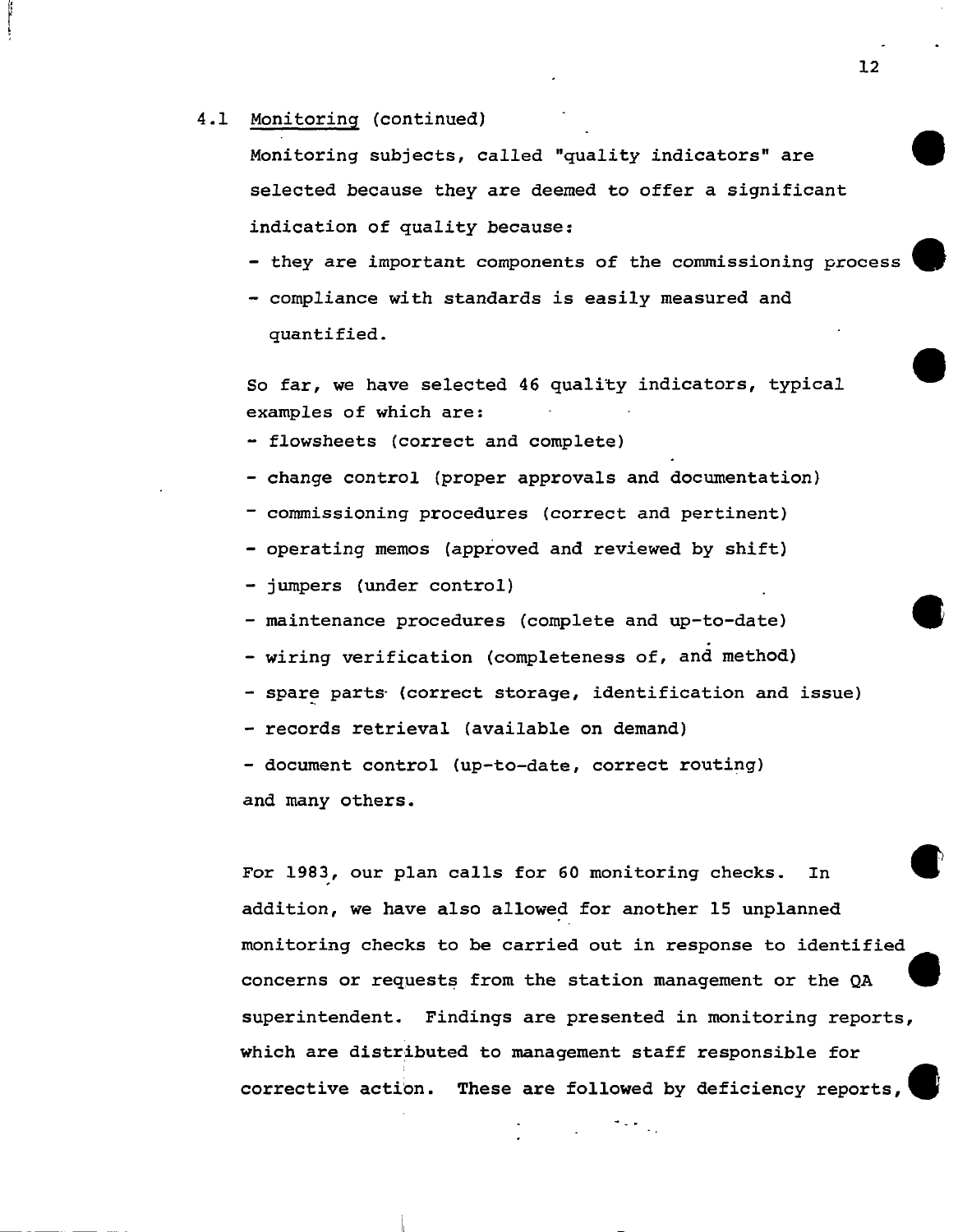### 4.1 Monitoring (continued)

Monitoring subjects, called "quality indicators" are selected because they are deemed to offer a significant indication of quality because:

- they are important components of the commissioning process
- compliance with standards is easily measured and quantified.

So far, we have selected 46 quality indicators, typical examples of which are:

- flowsheets (correct and complete)
- change control (proper approvals and documentation)
- commissioning procedures (correct and pertinent)
- operating memos (approved and reviewed by shift)
- jumpers (under control)
- maintenance procedures (complete and up-to-date)
- wiring verification (completeness of, and method)
- spare parts (correct storage, identification and issue)
- records retrieval (available on demand)
- document control (up-to-date, correct routing)

and many others.

For 1983, our plan calls for 60 monitoring checks. In addition, we have also allowed for another 15 unplanned monitoring checks to be carried out in response to identified concerns or requests from the station management or the QA superintendent. Findings are presented in monitoring reports, which are distributed to management staff responsible for corrective action. These are followed by deficiency reports,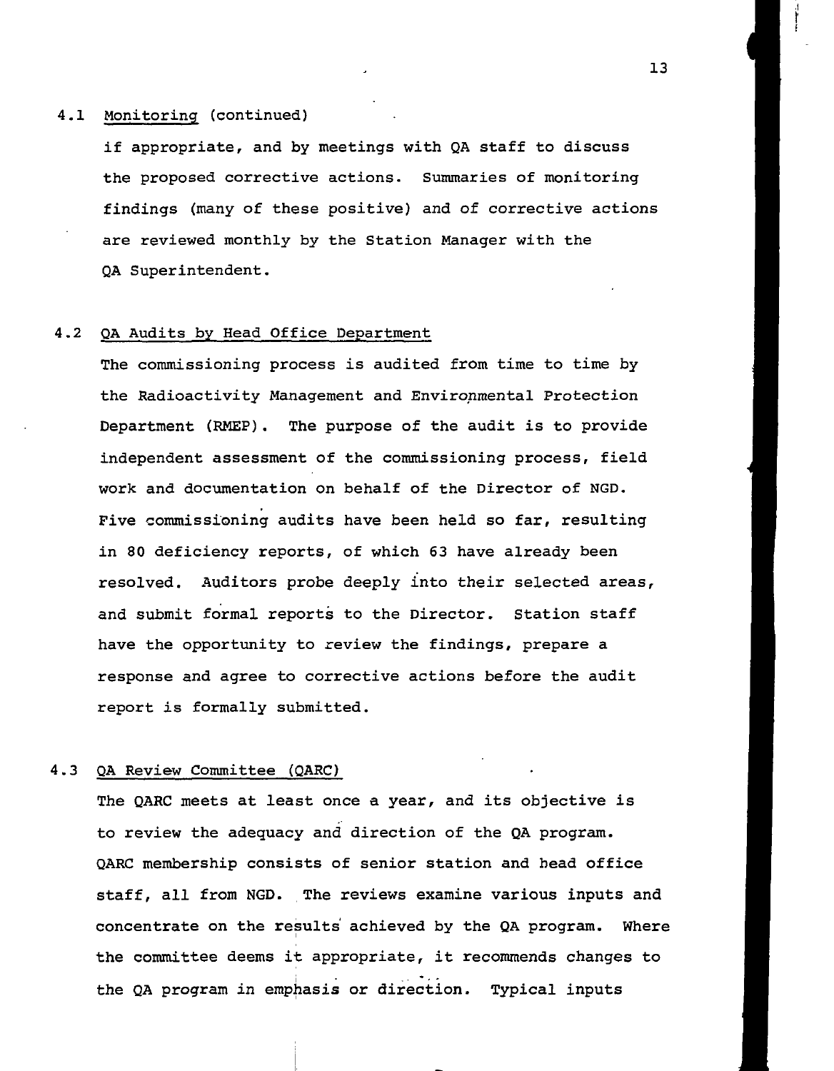### 4.1 Monitoring (continued)

if appropriate, and by meetings with QA staff to discuss the proposed corrective actions. Summaries of monitoring findings (many of these positive) and of corrective actions are reviewed monthly by the Station Manager with the QA Superintendent.

### 4.2 QA Audits by Head Office Department

The commissioning process is audited from time to time by the Radioactivity Management and Environmental Protection Department (RMEP). The purpose of the audit is to provide independent assessment of the commissioning process, field work and documentation on behalf of the Director of NGD. Five commissioning audits have been held so far, resulting in 80 deficiency reports, of which 63 have already been resolved. Auditors probe deeply into their selected areas, and submit formal reports to the Director. Station staff have the opportunity to review the findings, prepare a response and agree to corrective actions before the audit report is formally submitted.

### 4.3 QA Review Committee (QARC)

The QARC meets at least once a year, and its objective is to review the adequacy and direction of the QA program. QARC membership consists of senior station and head office staff, all from NGD. The reviews examine various inputs and concentrate on the results achieved by the QA program. Where the committee deems it appropriate, it recommends changes to the QA program in emphasis or direction. Typical inputs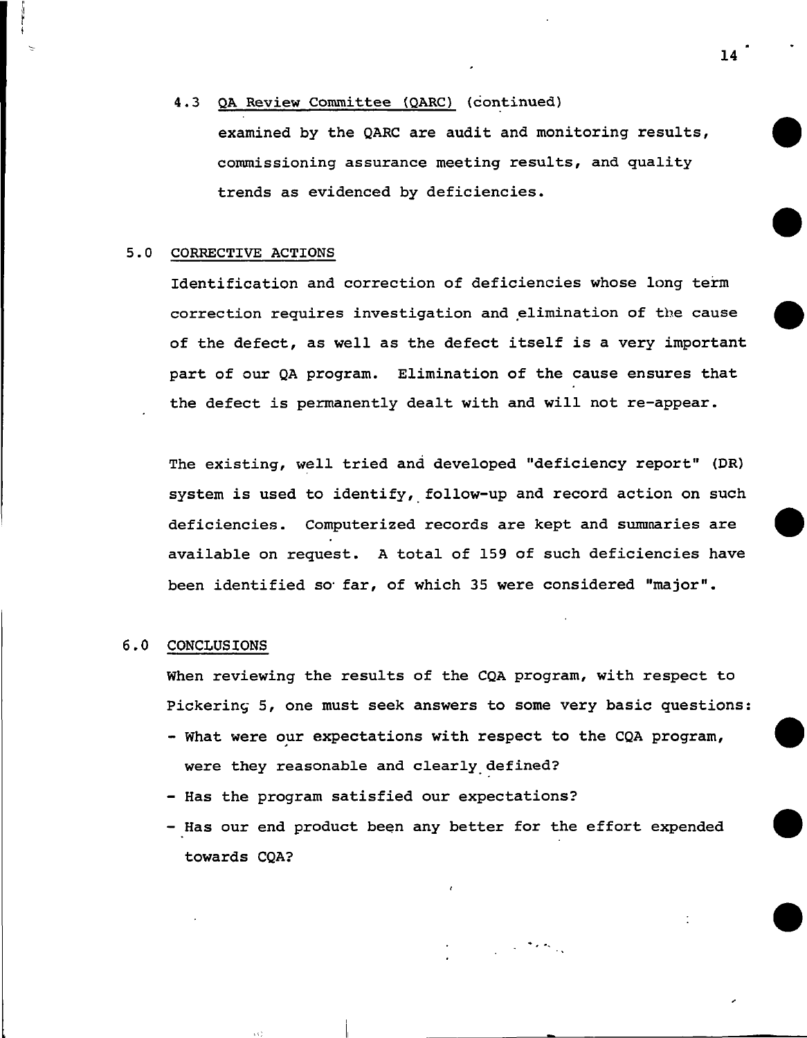## 4.3 QA Review Committee (QARC) (continued)

examined by the QARC are audit and monitoring results, commissioning assurance meeting results, and quality trends as evidenced by deficiencies.

## 5.0 CORRECTIVE ACTIONS

Identification and correction of deficiencies whose long term correction requires investigation and elimination of the cause of the defect, as well as the defect itself is a very important part of our QA program. Elimination of the cause ensures that the defect is permanently dealt with and will not re-appear.

The existing, well tried and developed "deficiency report" (DR) system is used to identify, follow-up and record action on such deficiencies. Computerized records are kept and summaries are available on request. A total of 159 of such deficiencies have been identified so far, of which 35 were considered "major".

## 6.0 CONCLUSIONS

When reviewing the results of the CQA program, with respect to Pickering 5, one must seek answers to some very basic questions:

- What were our expectations with respect to the CQA program, were they reasonable and clearly defined?
- Has the program satisfied our expectations?
- Has our end product been any better for the effort expended towards CQA?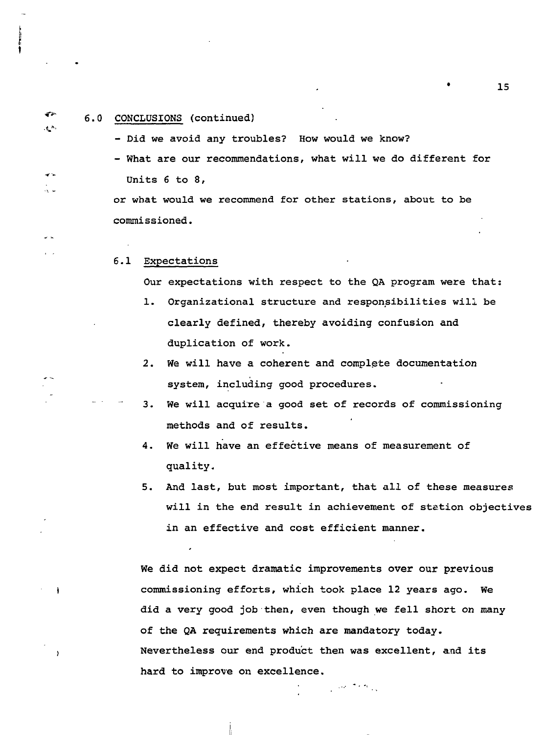## 6.0 CONCLUSIONS (continued)

- Did we avoid any troubles? How would we know?
- What are our recommendations, what will we do different for Units 6 to 8,

or what would we recommend for other stations, about to be commissioned.

### 6.1 Expectations

Our expectations with respect to the QA program were that:

1. Organizational structure and responsibilities will be clearly defined, thereby avoiding confusion and duplication of work.
2. We will have a coherent and complete documentation system, including good procedures.
3. We will acquire a good set of records of commissioning methods and of results.
4. We will have an effective means of measurement of quality.
5. And last, but most important, that all of these measures will in the end result in achievement of station objectives in an effective and cost efficient manner.

We did not expect dramatic improvements over our previous commissioning efforts, which took place 12 years ago. We did a very good job then, even though we fell short on many of the QA requirements which are mandatory today. Nevertheless our end product then was excellent, and its hard to improve on excellence.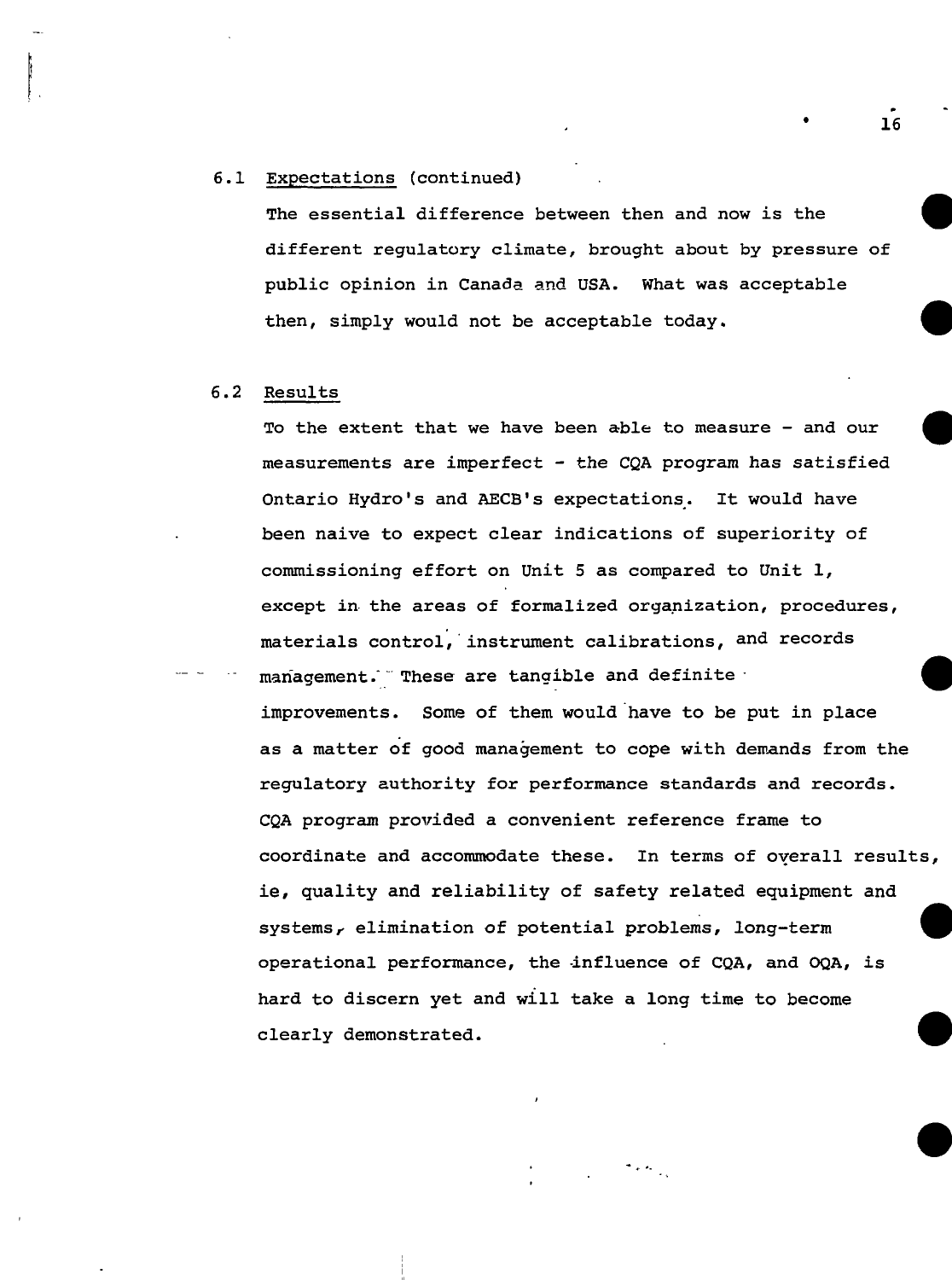### 6.1 Expectations (continued)

The essential difference between then and now is the different regulatory climate, brought about by pressure of public opinion in Canada and USA. What was acceptable then, simply would not be acceptable today.

### 6.2 Results

To the extent that we have been able to measure - and our measurements are imperfect - the CQA program has satisfied Ontario Hydro's and AECB's expectations. It would have been naive to expect clear indications of superiority of commissioning effort on Unit 5 as compared to Unit 1, except in the areas of formalized organization, procedures, materials control, instrument calibrations, and records management. These are tangible and definite improvements. Some of them would have to be put in place as a matter of good management to cope with demands from the regulatory authority for performance standards and records. CQA program provided a convenient reference frame to coordinate and accommodate these. In terms of overall results, ie, quality and reliability of safety related equipment and systems, elimination of potential problems, long-term operational performance, the influence of CQA, and OQA, is hard to discern yet and will take a long time to become clearly demonstrated.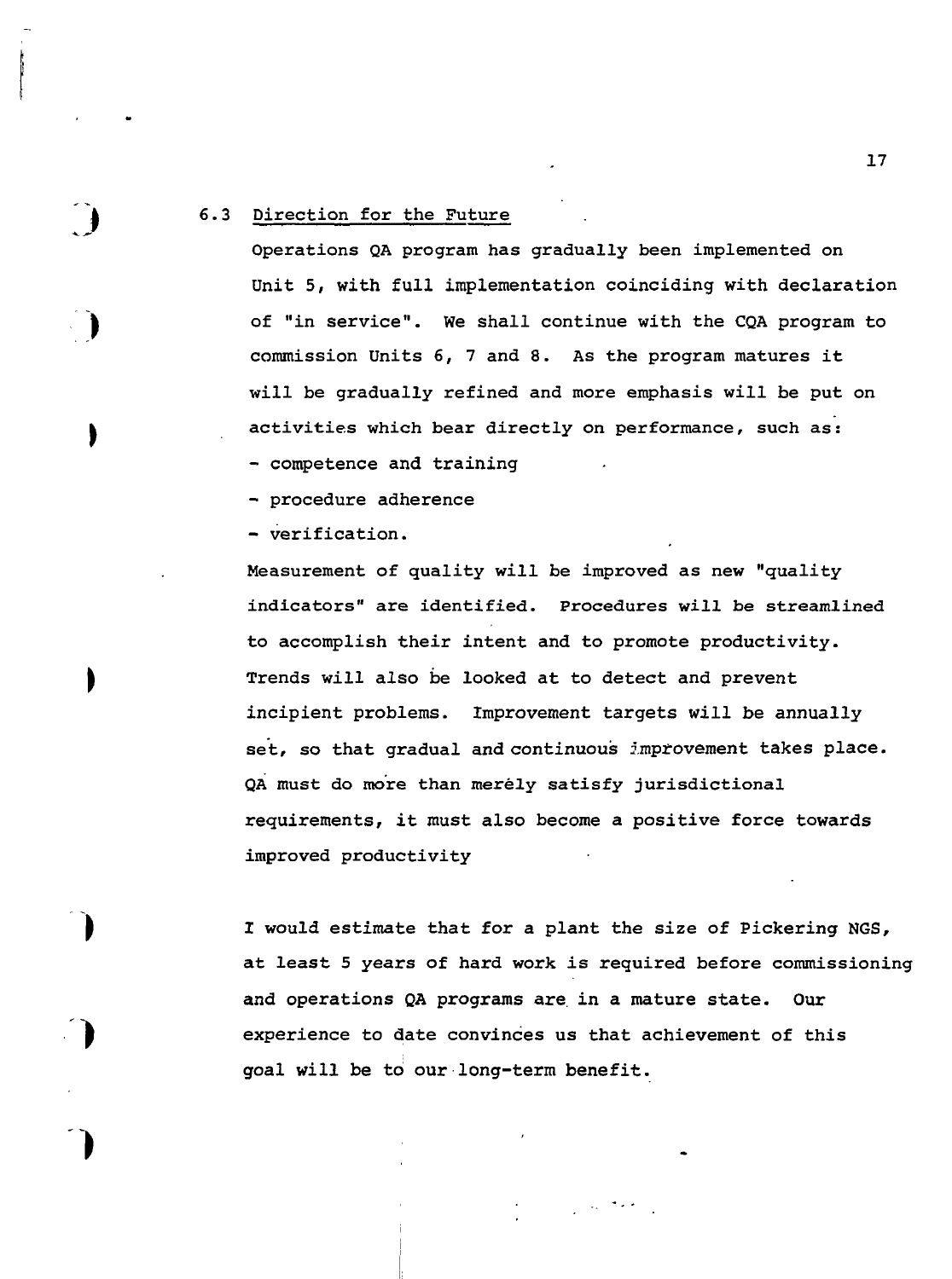### 6.3 Direction for the Future

Operations QA program has gradually been implemented on Unit 5, with full implementation coinciding with declaration of "in service". We shall continue with the CQA program to commission Units 6, 7 and 8. As the program matures it will be gradually refined and more emphasis will be put on activities which bear directly on performance, such as:

- competence and training
- procedure adherence
- verification.

Measurement of quality will be improved as new "quality indicators" are identified. Procedures will be streamlined to accomplish their intent and to promote productivity. Trends will also be looked at to detect and prevent incipient problems. Improvement targets will be annually set, so that gradual and continuous improvement takes place. QA must do more than merely satisfy jurisdictional requirements, it must also become a positive force towards improved productivity

I would estimate that for a plant the size of Pickering NGS, at least 5 years of hard work is required before commissioning and operations QA programs are in a mature state. Our experience to date convinces us that achievement of this goal will be to our long-term benefit.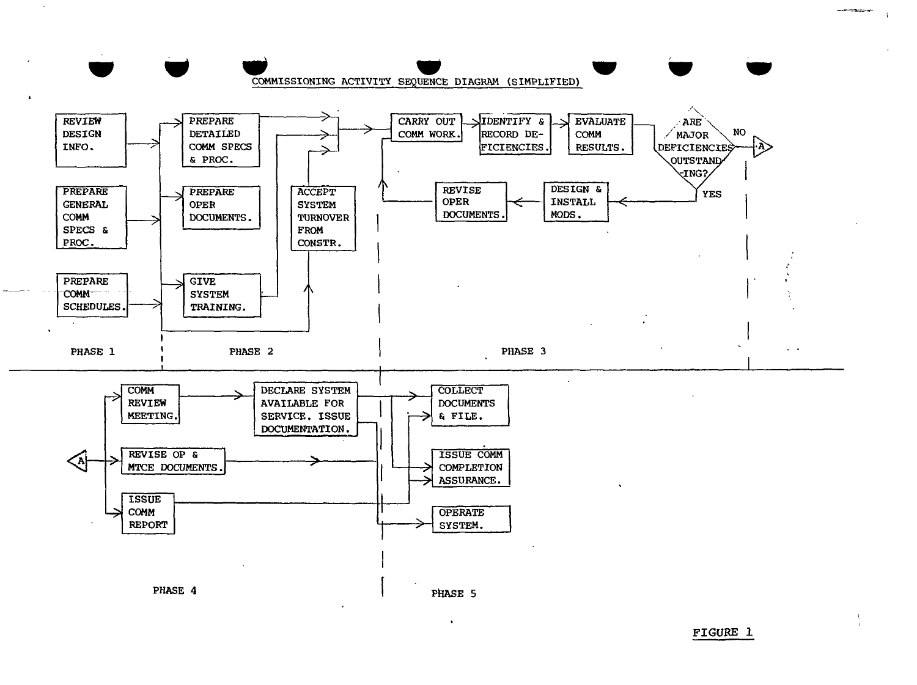COMMISSIONING ACTIVITY SEQUENCE DIAGRAM (SIMPLIFIED)

**PHASE 1**

- REVIEW DESIGN INFO.
- PREPARE GENERAL COMM SPECS & PROC.
- PREPARE COMM SCHEDULES.

**PHASE 2**

- PREPARE DETAILED COMM SPECS & PROC.
- PREPARE OPER DOCUMENTS.
- GIVE SYSTEM TRAINING.
- ACCEPT SYSTEM TURNOVER FROM CONSTR.

**PHASE 3**

- CARRY OUT COMM WORK.
- IDENTIFY & RECORD DEFICIENCIES.
- EVALUATE COMM RESULTS.
- ARE MAJOR DEFICIENCIES OUTSTANDING?
  - NO → A
  - YES → DESIGN & INSTALL MODS. → REVISE OPER DOCUMENTS. → CARRY OUT COMM WORK.

**PHASE 4**

- A → COMM REVIEW MEETING. → DECLARE SYSTEM AVAILABLE FOR SERVICE. ISSUE DOCUMENTATION.
- A → REVISE OP & MTCE DOCUMENTS.
- A → ISSUE COMM REPORT

**PHASE 5**

- COLLECT DOCUMENTS & FILE.
- ISSUE COMM COMPLETION ASSURANCE.
- OPERATE SYSTEM.

FIGURE 1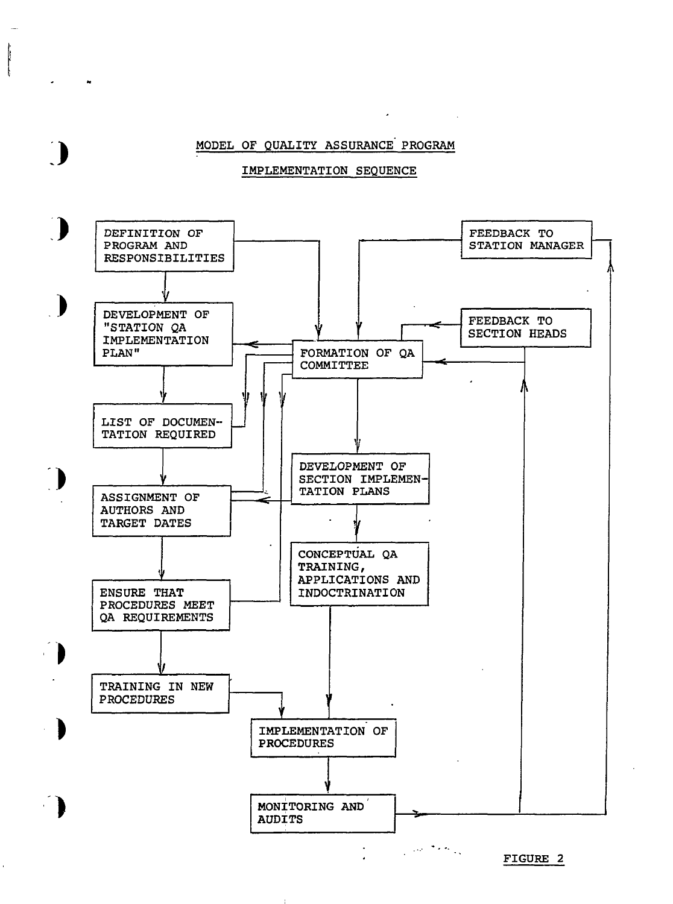MODEL OF QUALITY ASSURANCE PROGRAM

IMPLEMENTATION SEQUENCE

DEFINITION OF PROGRAM AND RESPONSIBILITIES

DEVELOPMENT OF "STATION QA IMPLEMENTATION PLAN"

LIST OF DOCUMENTATION REQUIRED

ASSIGNMENT OF AUTHORS AND TARGET DATES

ENSURE THAT PROCEDURES MEET QA REQUIREMENTS

TRAINING IN NEW PROCEDURES

FEEDBACK TO STATION MANAGER

FEEDBACK TO SECTION HEADS

FORMATION OF QA COMMITTEE

DEVELOPMENT OF SECTION IMPLEMENTATION PLANS

CONCEPTUAL QA TRAINING, APPLICATIONS AND INDOCTRINATION

IMPLEMENTATION OF PROCEDURES

MONITORING AND AUDITS

FIGURE 2